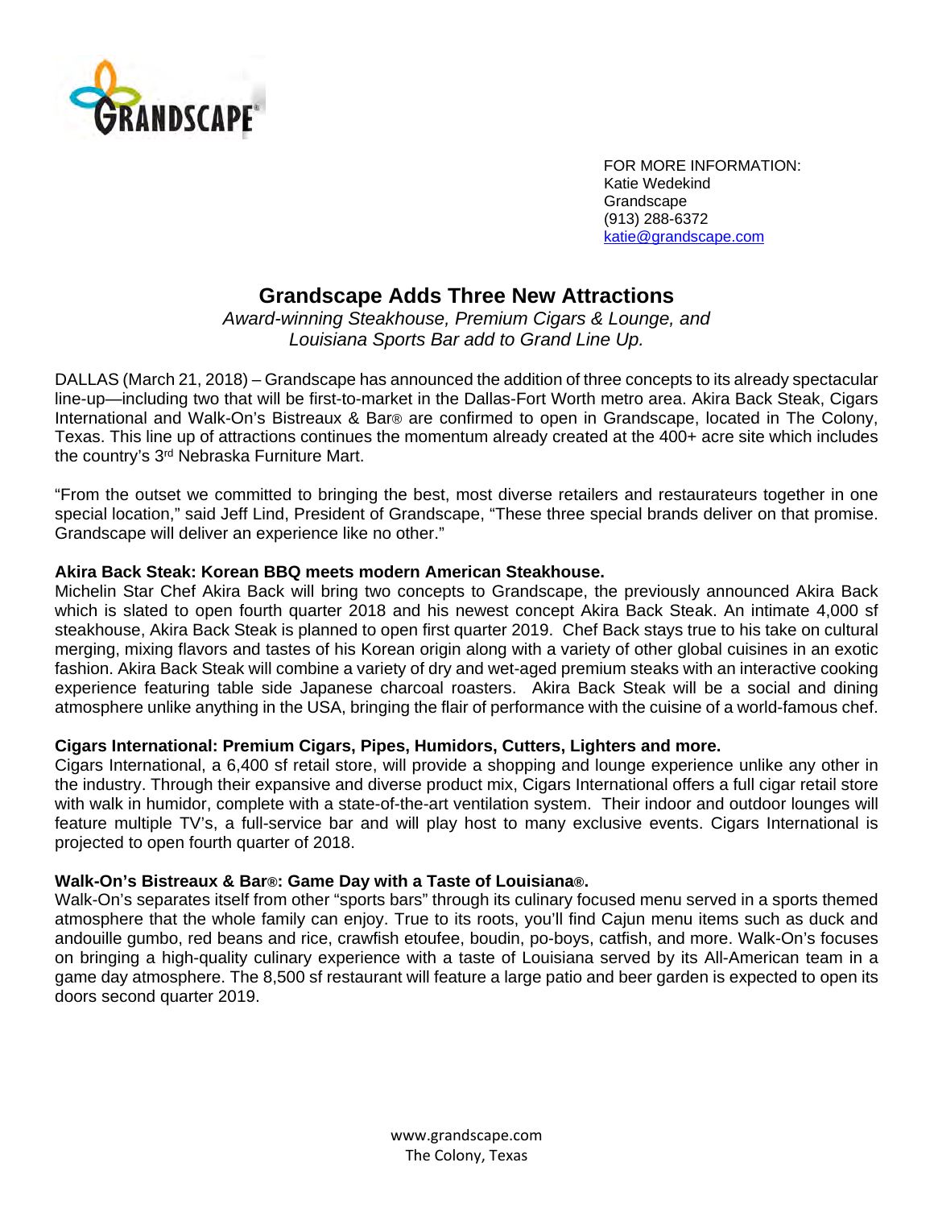FOR MORE INFORMATION:
Katie Wedekind
Grandscape
(913) 288-6372
katie@grandscape.com

# Grandscape Adds Three New Attractions

*Award-winning Steakhouse, Premium Cigars & Lounge, and Louisiana Sports Bar add to Grand Line Up.*

DALLAS (March 21, 2018) – Grandscape has announced the addition of three concepts to its already spectacular line-up—including two that will be first-to-market in the Dallas-Fort Worth metro area. Akira Back Steak, Cigars International and Walk-On's Bistreaux & Bar® are confirmed to open in Grandscape, located in The Colony, Texas. This line up of attractions continues the momentum already created at the 400+ acre site which includes the country's 3rd Nebraska Furniture Mart.

"From the outset we committed to bringing the best, most diverse retailers and restaurateurs together in one special location," said Jeff Lind, President of Grandscape, "These three special brands deliver on that promise. Grandscape will deliver an experience like no other."

**Akira Back Steak: Korean BBQ meets modern American Steakhouse.**
Michelin Star Chef Akira Back will bring two concepts to Grandscape, the previously announced Akira Back which is slated to open fourth quarter 2018 and his newest concept Akira Back Steak. An intimate 4,000 sf steakhouse, Akira Back Steak is planned to open first quarter 2019. Chef Back stays true to his take on cultural merging, mixing flavors and tastes of his Korean origin along with a variety of other global cuisines in an exotic fashion. Akira Back Steak will combine a variety of dry and wet-aged premium steaks with an interactive cooking experience featuring table side Japanese charcoal roasters. Akira Back Steak will be a social and dining atmosphere unlike anything in the USA, bringing the flair of performance with the cuisine of a world-famous chef.

**Cigars International: Premium Cigars, Pipes, Humidors, Cutters, Lighters and more.**
Cigars International, a 6,400 sf retail store, will provide a shopping and lounge experience unlike any other in the industry. Through their expansive and diverse product mix, Cigars International offers a full cigar retail store with walk in humidor, complete with a state-of-the-art ventilation system. Their indoor and outdoor lounges will feature multiple TV's, a full-service bar and will play host to many exclusive events. Cigars International is projected to open fourth quarter of 2018.

**Walk-On's Bistreaux & Bar®: Game Day with a Taste of Louisiana®.**
Walk-On's separates itself from other "sports bars" through its culinary focused menu served in a sports themed atmosphere that the whole family can enjoy. True to its roots, you'll find Cajun menu items such as duck and andouille gumbo, red beans and rice, crawfish etoufee, boudin, po-boys, catfish, and more. Walk-On's focuses on bringing a high-quality culinary experience with a taste of Louisiana served by its All-American team in a game day atmosphere. The 8,500 sf restaurant will feature a large patio and beer garden is expected to open its doors second quarter 2019.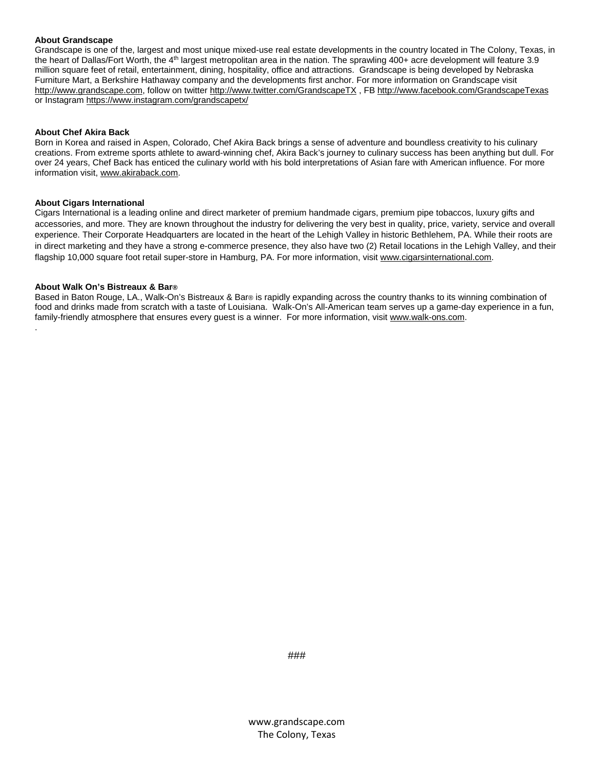**About Grandscape**

Grandscape is one of the, largest and most unique mixed-use real estate developments in the country located in The Colony, Texas, in the heart of Dallas/Fort Worth, the 4th largest metropolitan area in the nation. The sprawling 400+ acre development will feature 3.9 million square feet of retail, entertainment, dining, hospitality, office and attractions. Grandscape is being developed by Nebraska Furniture Mart, a Berkshire Hathaway company and the developments first anchor. For more information on Grandscape visit http://www.grandscape.com, follow on twitter http://www.twitter.com/GrandscapeTX , FB http://www.facebook.com/GrandscapeTexas or Instagram https://www.instagram.com/grandscapetx/

**About Chef Akira Back**

Born in Korea and raised in Aspen, Colorado, Chef Akira Back brings a sense of adventure and boundless creativity to his culinary creations. From extreme sports athlete to award-winning chef, Akira Back's journey to culinary success has been anything but dull. For over 24 years, Chef Back has enticed the culinary world with his bold interpretations of Asian fare with American influence. For more information visit, www.akiraback.com.

**About Cigars International**

Cigars International is a leading online and direct marketer of premium handmade cigars, premium pipe tobaccos, luxury gifts and accessories, and more. They are known throughout the industry for delivering the very best in quality, price, variety, service and overall experience. Their Corporate Headquarters are located in the heart of the Lehigh Valley in historic Bethlehem, PA. While their roots are in direct marketing and they have a strong e-commerce presence, they also have two (2) Retail locations in the Lehigh Valley, and their flagship 10,000 square foot retail super-store in Hamburg, PA. For more information, visit www.cigarsinternational.com.

**About Walk On's Bistreaux & Bar®**

Based in Baton Rouge, LA., Walk-On's Bistreaux & Bar® is rapidly expanding across the country thanks to its winning combination of food and drinks made from scratch with a taste of Louisiana. Walk-On's All-American team serves up a game-day experience in a fun, family-friendly atmosphere that ensures every guest is a winner. For more information, visit www.walk-ons.com.

.

###

www.grandscape.com
The Colony, Texas